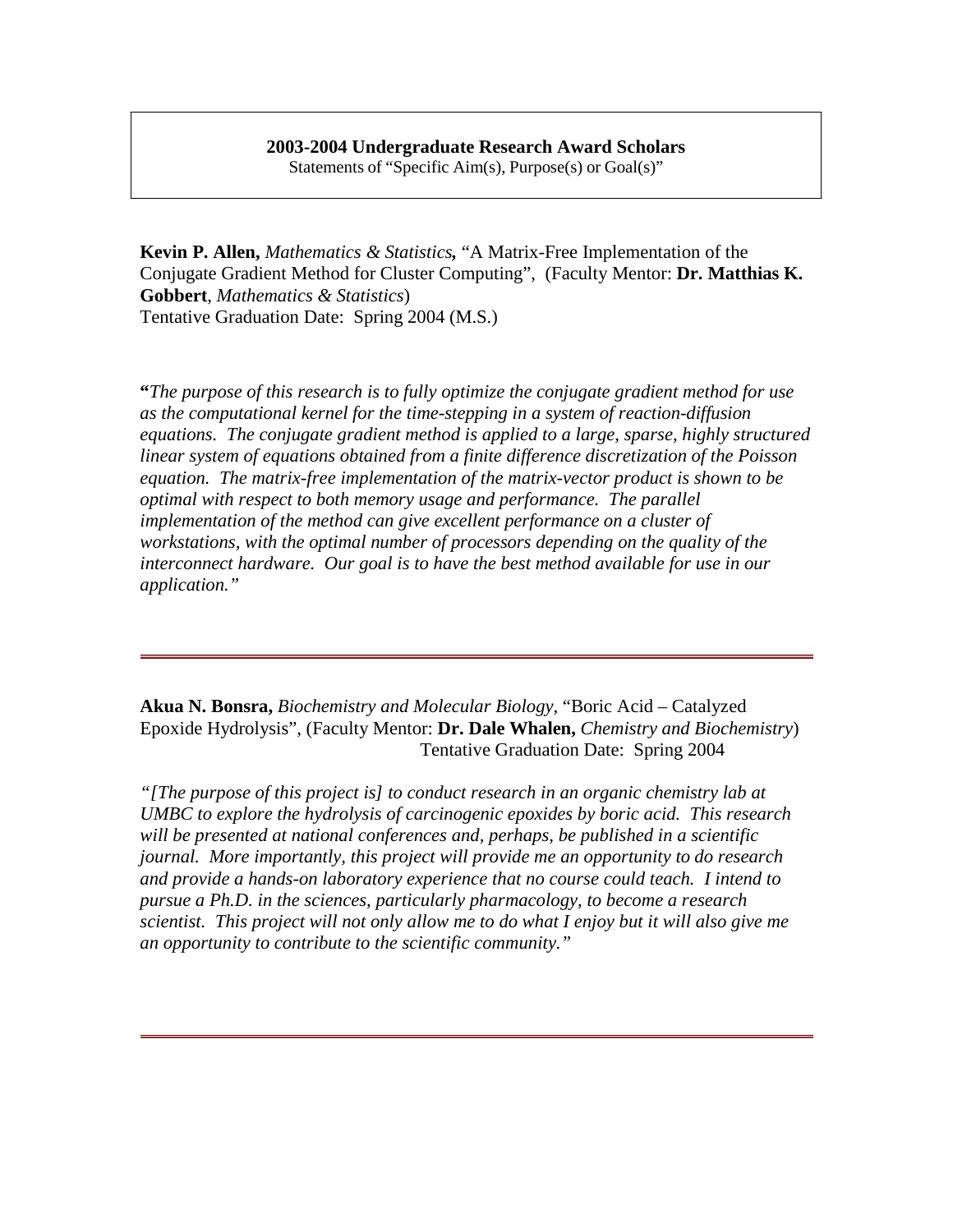**2003-2004 Undergraduate Research Award Scholars**

Statements of "Specific Aim(s), Purpose(s) or Goal(s)"

**Kevin P. Allen,** *Mathematics & Statistics***,** "A Matrix-Free Implementation of the Conjugate Gradient Method for Cluster Computing", (Faculty Mentor: **Dr. Matthias K. Gobbert**, *Mathematics & Statistics*)
Tentative Graduation Date: Spring 2004 (M.S.)

**"***The purpose of this research is to fully optimize the conjugate gradient method for use as the computational kernel for the time-stepping in a system of reaction-diffusion equations. The conjugate gradient method is applied to a large, sparse, highly structured linear system of equations obtained from a finite difference discretization of the Poisson equation. The matrix-free implementation of the matrix-vector product is shown to be optimal with respect to both memory usage and performance. The parallel implementation of the method can give excellent performance on a cluster of workstations, with the optimal number of processors depending on the quality of the interconnect hardware. Our goal is to have the best method available for use in our application."*

---

**Akua N. Bonsra,** *Biochemistry and Molecular Biology*, "Boric Acid – Catalyzed Epoxide Hydrolysis", (Faculty Mentor: **Dr. Dale Whalen,** *Chemistry and Biochemistry*)
Tentative Graduation Date: Spring 2004

*"[The purpose of this project is] to conduct research in an organic chemistry lab at UMBC to explore the hydrolysis of carcinogenic epoxides by boric acid. This research will be presented at national conferences and, perhaps, be published in a scientific journal. More importantly, this project will provide me an opportunity to do research and provide a hands-on laboratory experience that no course could teach. I intend to pursue a Ph.D. in the sciences, particularly pharmacology, to become a research scientist. This project will not only allow me to do what I enjoy but it will also give me an opportunity to contribute to the scientific community."*

---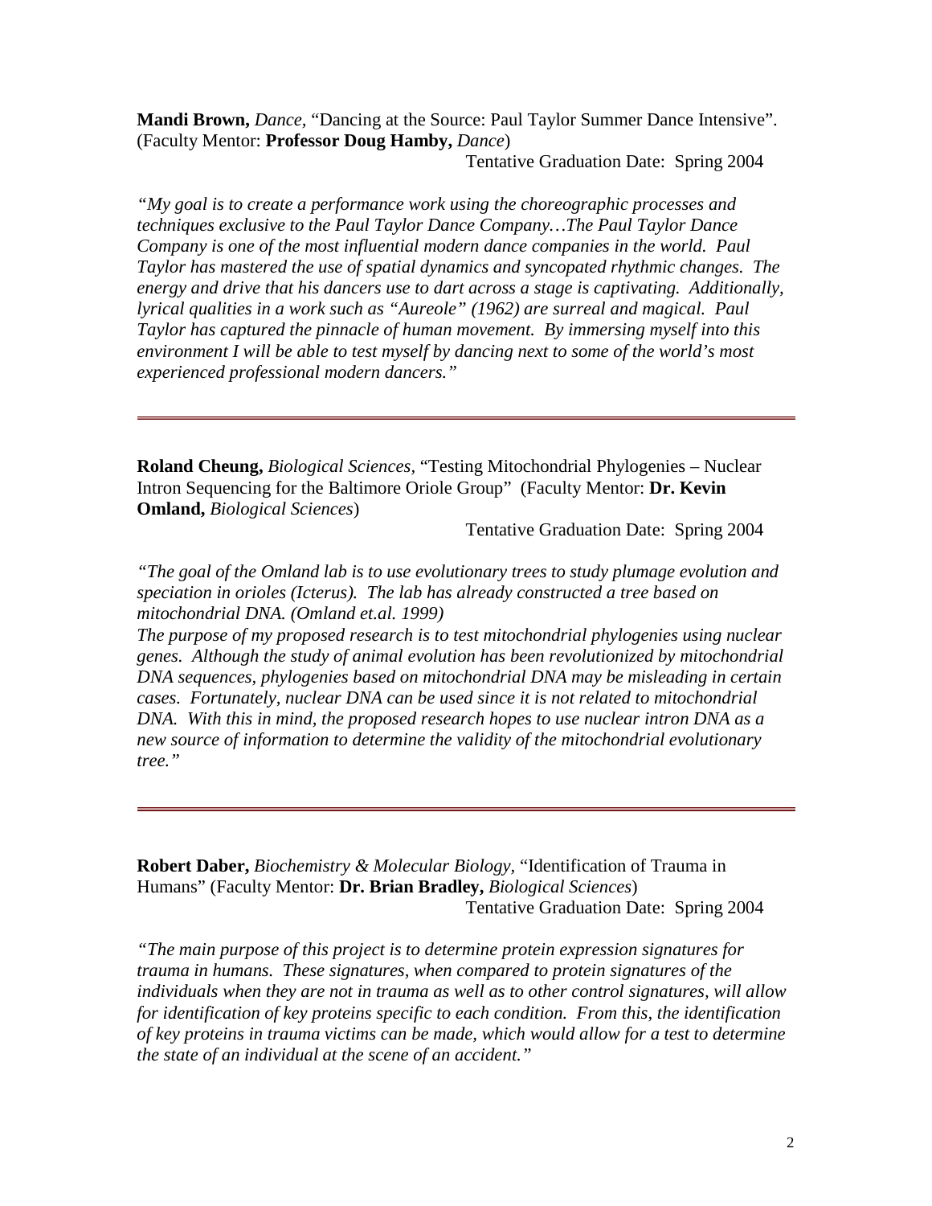**Mandi Brown,** *Dance,* "Dancing at the Source: Paul Taylor Summer Dance Intensive". (Faculty Mentor: **Professor Doug Hamby,** *Dance*)

Tentative Graduation Date: Spring 2004

*"My goal is to create a performance work using the choreographic processes and techniques exclusive to the Paul Taylor Dance Company…The Paul Taylor Dance Company is one of the most influential modern dance companies in the world. Paul Taylor has mastered the use of spatial dynamics and syncopated rhythmic changes. The energy and drive that his dancers use to dart across a stage is captivating. Additionally, lyrical qualities in a work such as "Aureole" (1962) are surreal and magical. Paul Taylor has captured the pinnacle of human movement. By immersing myself into this environment I will be able to test myself by dancing next to some of the world's most experienced professional modern dancers."*

---

**Roland Cheung,** *Biological Sciences,* "Testing Mitochondrial Phylogenies – Nuclear Intron Sequencing for the Baltimore Oriole Group" (Faculty Mentor: **Dr. Kevin Omland,** *Biological Sciences*)

Tentative Graduation Date: Spring 2004

*"The goal of the Omland lab is to use evolutionary trees to study plumage evolution and speciation in orioles (Icterus). The lab has already constructed a tree based on mitochondrial DNA. (Omland et.al. 1999)*
*The purpose of my proposed research is to test mitochondrial phylogenies using nuclear genes. Although the study of animal evolution has been revolutionized by mitochondrial DNA sequences, phylogenies based on mitochondrial DNA may be misleading in certain cases. Fortunately, nuclear DNA can be used since it is not related to mitochondrial DNA. With this in mind, the proposed research hopes to use nuclear intron DNA as a new source of information to determine the validity of the mitochondrial evolutionary tree."*

---

**Robert Daber,** *Biochemistry & Molecular Biology,* "Identification of Trauma in Humans" (Faculty Mentor: **Dr. Brian Bradley,** *Biological Sciences*)

Tentative Graduation Date: Spring 2004

*"The main purpose of this project is to determine protein expression signatures for trauma in humans. These signatures, when compared to protein signatures of the individuals when they are not in trauma as well as to other control signatures, will allow for identification of key proteins specific to each condition. From this, the identification of key proteins in trauma victims can be made, which would allow for a test to determine the state of an individual at the scene of an accident."*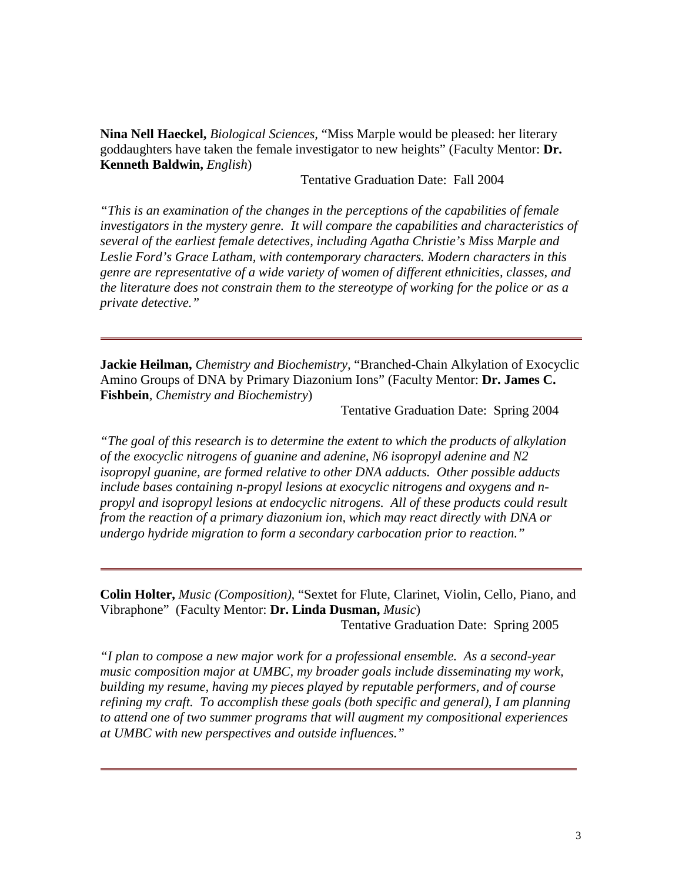**Nina Nell Haeckel,** *Biological Sciences*, "Miss Marple would be pleased: her literary goddaughters have taken the female investigator to new heights" (Faculty Mentor: **Dr. Kenneth Baldwin,** *English*)

Tentative Graduation Date: Fall 2004

*"This is an examination of the changes in the perceptions of the capabilities of female investigators in the mystery genre. It will compare the capabilities and characteristics of several of the earliest female detectives, including Agatha Christie's Miss Marple and Leslie Ford's Grace Latham, with contemporary characters. Modern characters in this genre are representative of a wide variety of women of different ethnicities, classes, and the literature does not constrain them to the stereotype of working for the police or as a private detective."*

---

**Jackie Heilman,** *Chemistry and Biochemistry*, "Branched-Chain Alkylation of Exocyclic Amino Groups of DNA by Primary Diazonium Ions" (Faculty Mentor: **Dr. James C. Fishbein**, *Chemistry and Biochemistry*)

Tentative Graduation Date: Spring 2004

*"The goal of this research is to determine the extent to which the products of alkylation of the exocyclic nitrogens of guanine and adenine, N6 isopropyl adenine and N2 isopropyl guanine, are formed relative to other DNA adducts. Other possible adducts include bases containing n-propyl lesions at exocyclic nitrogens and oxygens and n-propyl and isopropyl lesions at endocyclic nitrogens. All of these products could result from the reaction of a primary diazonium ion, which may react directly with DNA or undergo hydride migration to form a secondary carbocation prior to reaction."*

---

**Colin Holter,** *Music (Composition),* "Sextet for Flute, Clarinet, Violin, Cello, Piano, and Vibraphone" (Faculty Mentor: **Dr. Linda Dusman,** *Music*)

Tentative Graduation Date: Spring 2005

*"I plan to compose a new major work for a professional ensemble. As a second-year music composition major at UMBC, my broader goals include disseminating my work, building my resume, having my pieces played by reputable performers, and of course refining my craft. To accomplish these goals (both specific and general), I am planning to attend one of two summer programs that will augment my compositional experiences at UMBC with new perspectives and outside influences."*

---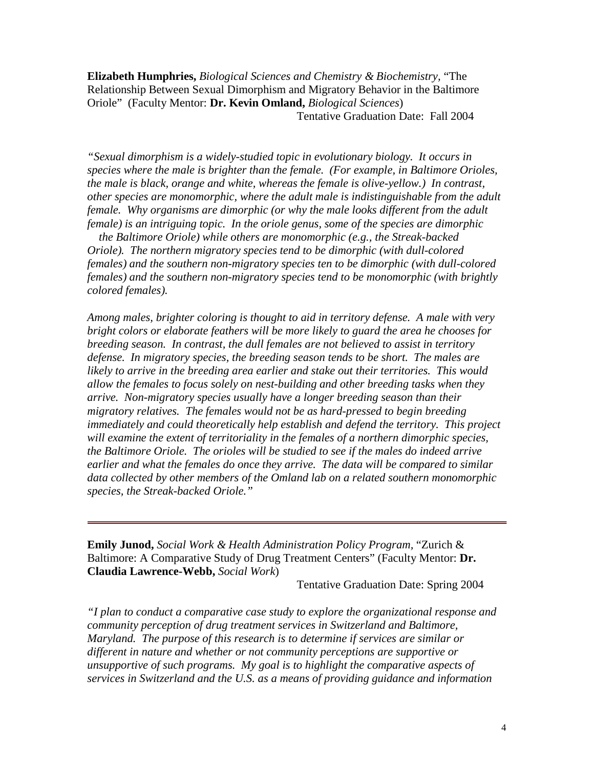**Elizabeth Humphries,** *Biological Sciences and Chemistry & Biochemistry,* "The Relationship Between Sexual Dimorphism and Migratory Behavior in the Baltimore Oriole" (Faculty Mentor: **Dr. Kevin Omland,** *Biological Sciences*)

Tentative Graduation Date: Fall 2004

*"Sexual dimorphism is a widely-studied topic in evolutionary biology. It occurs in species where the male is brighter than the female. (For example, in Baltimore Orioles, the male is black, orange and white, whereas the female is olive-yellow.) In contrast, other species are monomorphic, where the adult male is indistinguishable from the adult female. Why organisms are dimorphic (or why the male looks different from the adult female) is an intriguing topic. In the oriole genus, some of the species are dimorphic the Baltimore Oriole) while others are monomorphic (e.g., the Streak-backed Oriole). The northern migratory species tend to be dimorphic (with dull-colored females) and the southern non-migratory species ten to be dimorphic (with dull-colored females) and the southern non-migratory species tend to be monomorphic (with brightly colored females).*

*Among males, brighter coloring is thought to aid in territory defense. A male with very bright colors or elaborate feathers will be more likely to guard the area he chooses for breeding season. In contrast, the dull females are not believed to assist in territory defense. In migratory species, the breeding season tends to be short. The males are likely to arrive in the breeding area earlier and stake out their territories. This would allow the females to focus solely on nest-building and other breeding tasks when they arrive. Non-migratory species usually have a longer breeding season than their migratory relatives. The females would not be as hard-pressed to begin breeding immediately and could theoretically help establish and defend the territory. This project will examine the extent of territoriality in the females of a northern dimorphic species, the Baltimore Oriole. The orioles will be studied to see if the males do indeed arrive earlier and what the females do once they arrive. The data will be compared to similar data collected by other members of the Omland lab on a related southern monomorphic species, the Streak-backed Oriole."*

---

**Emily Junod,** *Social Work & Health Administration Policy Program,* "Zurich & Baltimore: A Comparative Study of Drug Treatment Centers" (Faculty Mentor: **Dr. Claudia Lawrence-Webb,** *Social Work*)

Tentative Graduation Date: Spring 2004

*"I plan to conduct a comparative case study to explore the organizational response and community perception of drug treatment services in Switzerland and Baltimore, Maryland. The purpose of this research is to determine if services are similar or different in nature and whether or not community perceptions are supportive or unsupportive of such programs. My goal is to highlight the comparative aspects of services in Switzerland and the U.S. as a means of providing guidance and information*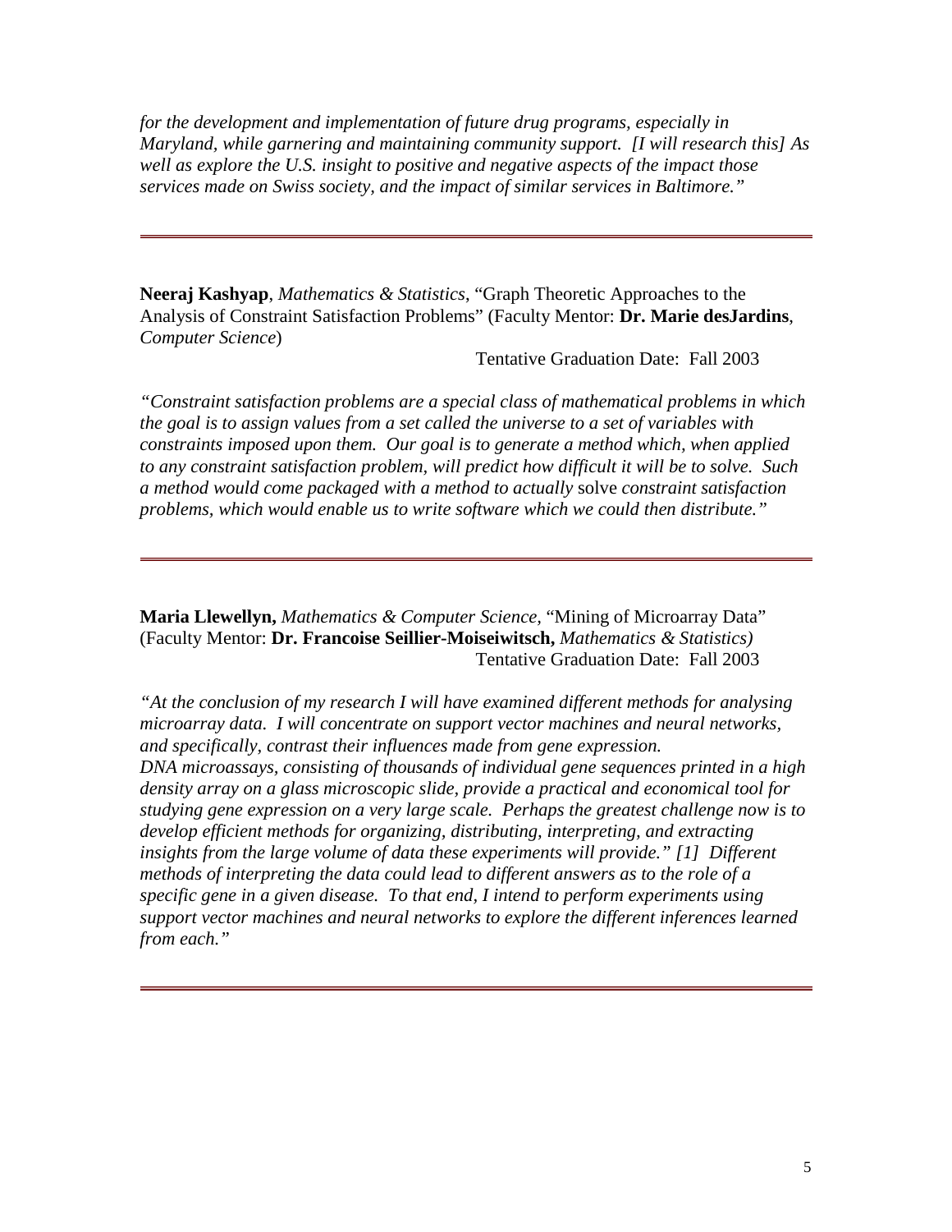*for the development and implementation of future drug programs, especially in Maryland, while garnering and maintaining community support. [I will research this] As well as explore the U.S. insight to positive and negative aspects of the impact those services made on Swiss society, and the impact of similar services in Baltimore."*

---

**Neeraj Kashyap**, *Mathematics & Statistics*, "Graph Theoretic Approaches to the Analysis of Constraint Satisfaction Problems" (Faculty Mentor: **Dr. Marie desJardins**, *Computer Science*)

Tentative Graduation Date: Fall 2003

*"Constraint satisfaction problems are a special class of mathematical problems in which the goal is to assign values from a set called the universe to a set of variables with constraints imposed upon them. Our goal is to generate a method which, when applied to any constraint satisfaction problem, will predict how difficult it will be to solve. Such a method would come packaged with a method to actually* solve *constraint satisfaction problems, which would enable us to write software which we could then distribute."*

---

**Maria Llewellyn,** *Mathematics & Computer Science,* "Mining of Microarray Data" (Faculty Mentor: **Dr. Francoise Seillier-Moiseiwitsch,** *Mathematics & Statistics)*

Tentative Graduation Date: Fall 2003

*"At the conclusion of my research I will have examined different methods for analysing microarray data. I will concentrate on support vector machines and neural networks, and specifically, contrast their influences made from gene expression. DNA microassays, consisting of thousands of individual gene sequences printed in a high density array on a glass microscopic slide, provide a practical and economical tool for studying gene expression on a very large scale. Perhaps the greatest challenge now is to develop efficient methods for organizing, distributing, interpreting, and extracting insights from the large volume of data these experiments will provide." [1] Different methods of interpreting the data could lead to different answers as to the role of a specific gene in a given disease. To that end, I intend to perform experiments using support vector machines and neural networks to explore the different inferences learned from each."*

---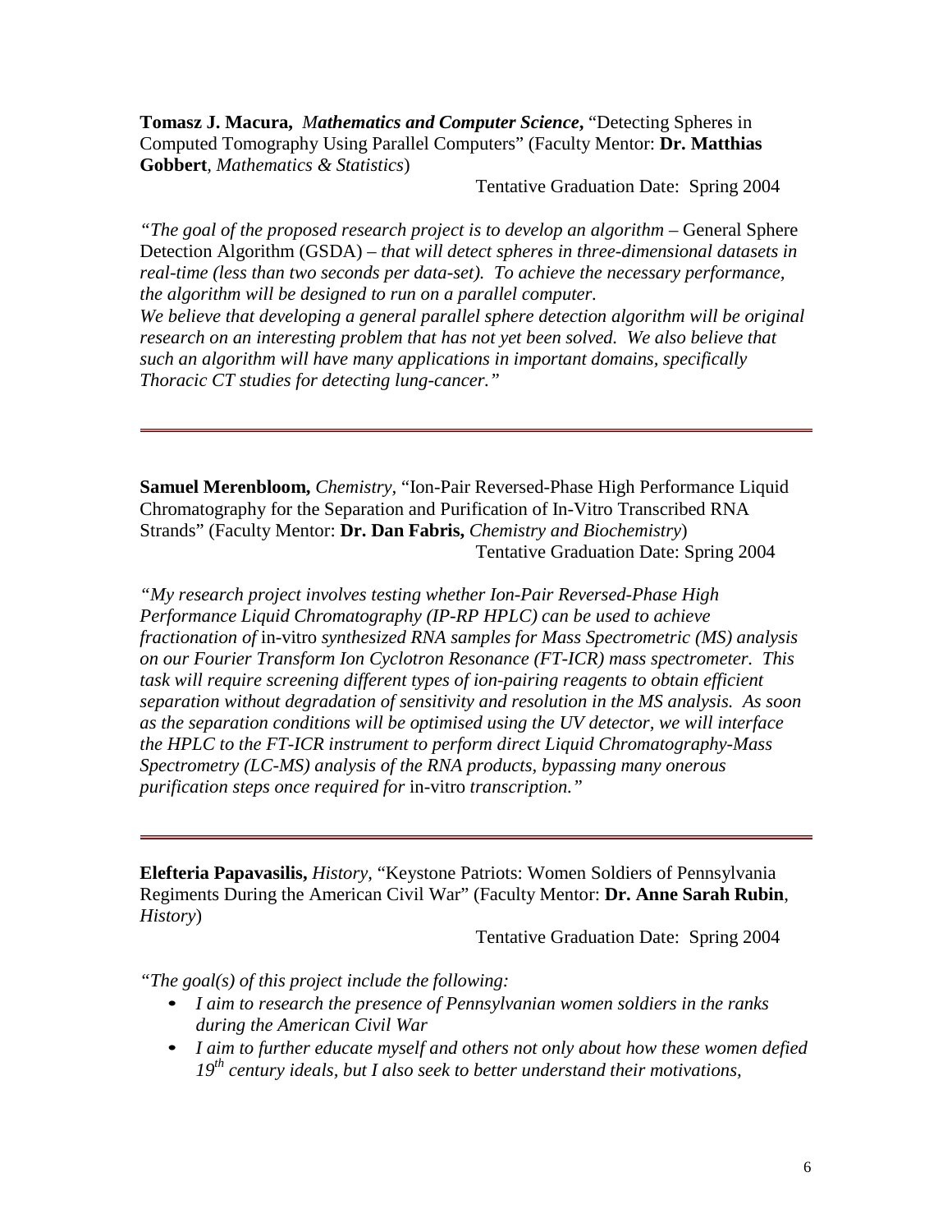**Tomasz J. Macura,** ***Mathematics and Computer Science***, "Detecting Spheres in Computed Tomography Using Parallel Computers" (Faculty Mentor: **Dr. Matthias Gobbert**, *Mathematics & Statistics*)

Tentative Graduation Date: Spring 2004

*"The goal of the proposed research project is to develop an algorithm* – General Sphere Detection Algorithm (GSDA) – *that will detect spheres in three-dimensional datasets in real-time (less than two seconds per data-set). To achieve the necessary performance, the algorithm will be designed to run on a parallel computer.*
*We believe that developing a general parallel sphere detection algorithm will be original research on an interesting problem that has not yet been solved. We also believe that such an algorithm will have many applications in important domains, specifically Thoracic CT studies for detecting lung-cancer."*

---

**Samuel Merenbloom,** *Chemistry*, "Ion-Pair Reversed-Phase High Performance Liquid Chromatography for the Separation and Purification of In-Vitro Transcribed RNA Strands" (Faculty Mentor: **Dr. Dan Fabris,** *Chemistry and Biochemistry*)

Tentative Graduation Date: Spring 2004

*"My research project involves testing whether Ion-Pair Reversed-Phase High Performance Liquid Chromatography (IP-RP HPLC) can be used to achieve fractionation of* in-vitro *synthesized RNA samples for Mass Spectrometric (MS) analysis on our Fourier Transform Ion Cyclotron Resonance (FT-ICR) mass spectrometer. This task will require screening different types of ion-pairing reagents to obtain efficient separation without degradation of sensitivity and resolution in the MS analysis. As soon as the separation conditions will be optimised using the UV detector, we will interface the HPLC to the FT-ICR instrument to perform direct Liquid Chromatography-Mass Spectrometry (LC-MS) analysis of the RNA products, bypassing many onerous purification steps once required for* in-vitro *transcription."*

---

**Elefteria Papavasilis,** *History*, "Keystone Patriots: Women Soldiers of Pennsylvania Regiments During the American Civil War" (Faculty Mentor: **Dr. Anne Sarah Rubin**, *History*)

Tentative Graduation Date: Spring 2004

*"The goal(s) of this project include the following:*

- *I aim to research the presence of Pennsylvanian women soldiers in the ranks during the American Civil War*
- *I aim to further educate myself and others not only about how these women defied 19th century ideals, but I also seek to better understand their motivations,*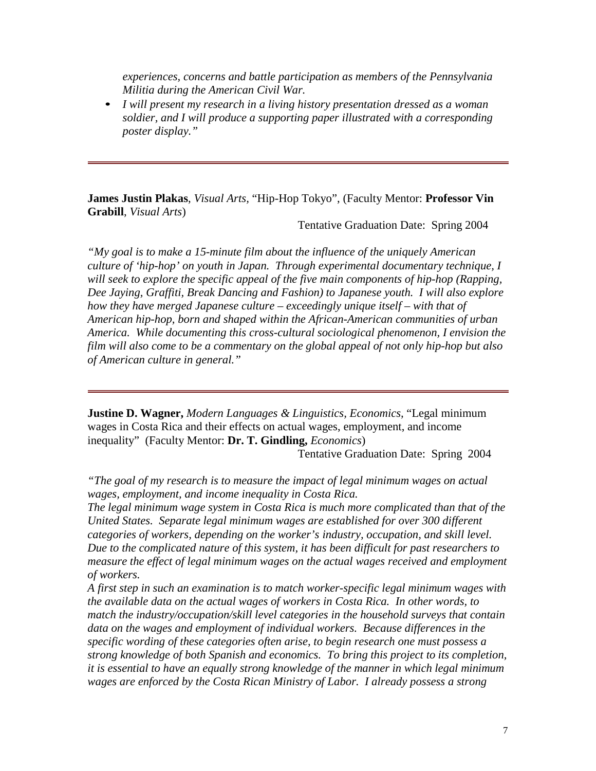*experiences, concerns and battle participation as members of the Pennsylvania Militia during the American Civil War.*

- *I will present my research in a living history presentation dressed as a woman soldier, and I will produce a supporting paper illustrated with a corresponding poster display."*

---

**James Justin Plakas**, *Visual Arts*, "Hip-Hop Tokyo", (Faculty Mentor: **Professor Vin Grabill**, *Visual Arts*)

Tentative Graduation Date: Spring 2004

*"My goal is to make a 15-minute film about the influence of the uniquely American culture of 'hip-hop' on youth in Japan. Through experimental documentary technique, I will seek to explore the specific appeal of the five main components of hip-hop (Rapping, Dee Jaying, Graffiti, Break Dancing and Fashion) to Japanese youth. I will also explore how they have merged Japanese culture – exceedingly unique itself – with that of American hip-hop, born and shaped within the African-American communities of urban America. While documenting this cross-cultural sociological phenomenon, I envision the film will also come to be a commentary on the global appeal of not only hip-hop but also of American culture in general."*

---

**Justine D. Wagner,** *Modern Languages & Linguistics, Economics*, "Legal minimum wages in Costa Rica and their effects on actual wages, employment, and income inequality" (Faculty Mentor: **Dr. T. Gindling,** *Economics*)

Tentative Graduation Date: Spring 2004

*"The goal of my research is to measure the impact of legal minimum wages on actual wages, employment, and income inequality in Costa Rica.*
*The legal minimum wage system in Costa Rica is much more complicated than that of the United States. Separate legal minimum wages are established for over 300 different categories of workers, depending on the worker's industry, occupation, and skill level. Due to the complicated nature of this system, it has been difficult for past researchers to measure the effect of legal minimum wages on the actual wages received and employment of workers.*
*A first step in such an examination is to match worker-specific legal minimum wages with the available data on the actual wages of workers in Costa Rica. In other words, to match the industry/occupation/skill level categories in the household surveys that contain data on the wages and employment of individual workers. Because differences in the specific wording of these categories often arise, to begin research one must possess a strong knowledge of both Spanish and economics. To bring this project to its completion, it is essential to have an equally strong knowledge of the manner in which legal minimum wages are enforced by the Costa Rican Ministry of Labor. I already possess a strong*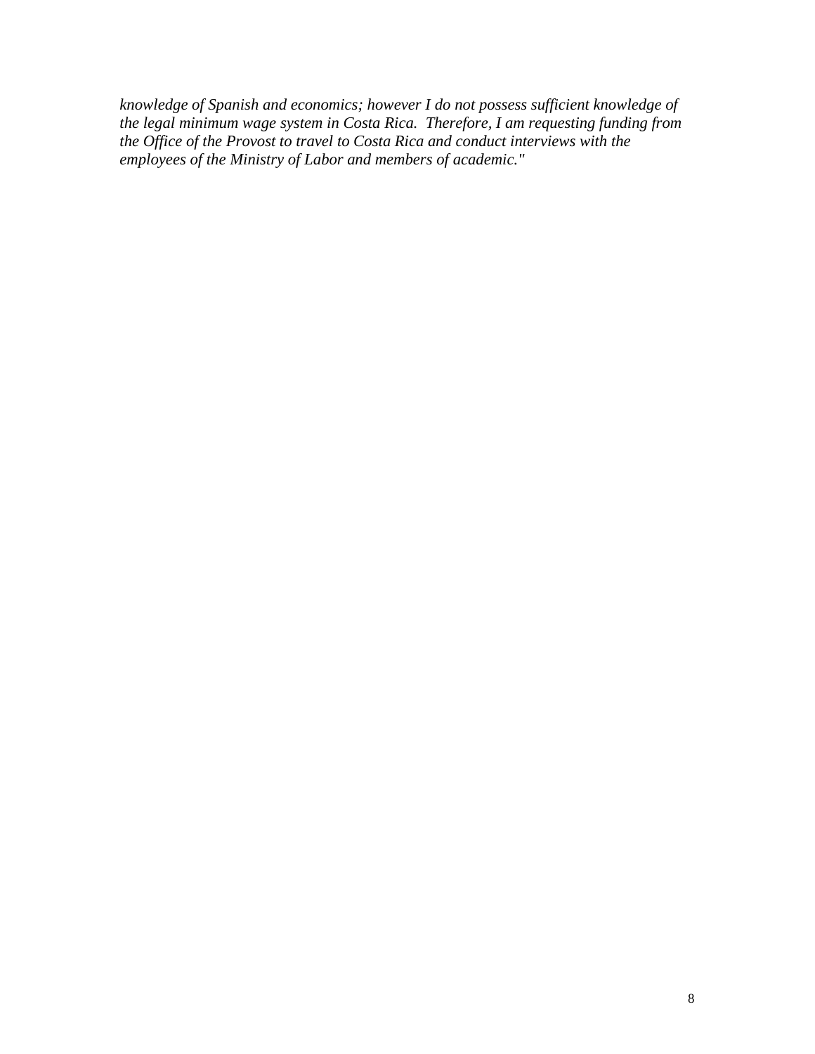*knowledge of Spanish and economics; however I do not possess sufficient knowledge of the legal minimum wage system in Costa Rica. Therefore, I am requesting funding from the Office of the Provost to travel to Costa Rica and conduct interviews with the employees of the Ministry of Labor and members of academic."*